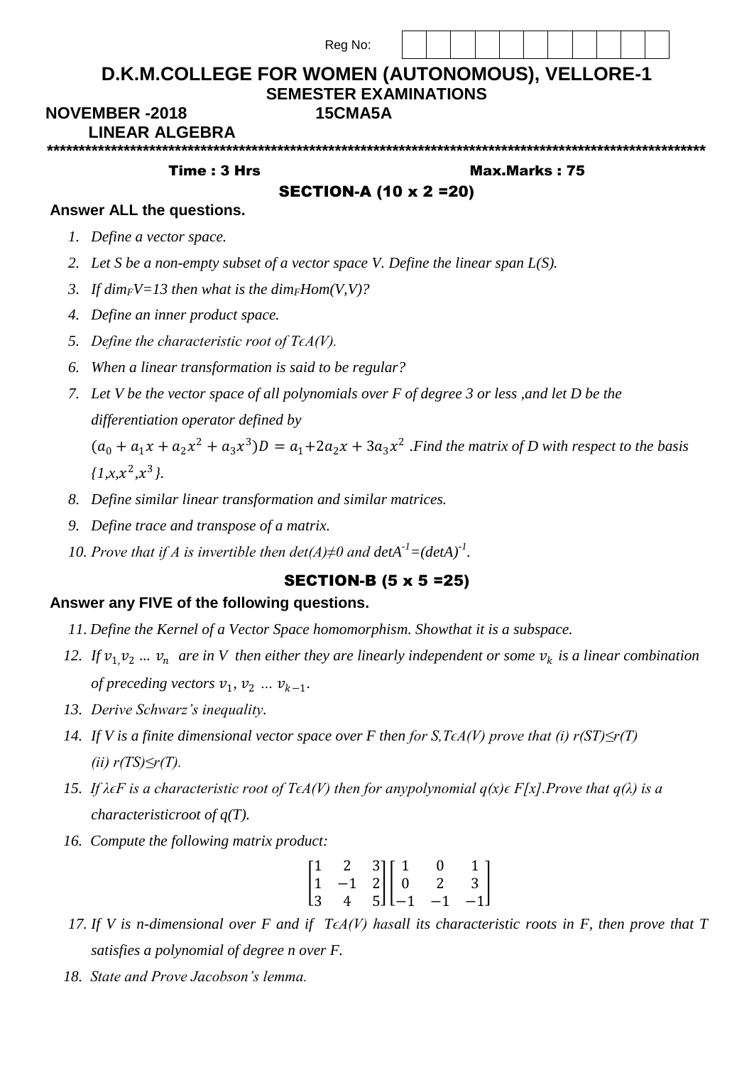Reg No:

# D.K.M.COLLEGE FOR WOMEN (AUTONOMOUS), VELLORE-1

## SEMESTER EXAMINATIONS

**NOVEMBER -2018** **15CMA5A**

**LINEAR ALGEBRA**

**************************************************************************************************************

**Time : 3 Hrs** **Max.Marks : 75**

## SECTION-A (10 x 2 =20)

**Answer ALL the questions.**

1. *Define a vector space.*
2. *Let S be a non-empty subset of a vector space V. Define the linear span L(S).*
3. *If $dim_F V=13$ then what is the $dim_F Hom(V,V)$?*
4. *Define an inner product space.*
5. *Define the characteristic root of $T \epsilon A(V)$.*
6. *When a linear transformation is said to be regular?*
7. *Let V be the vector space of all polynomials over F of degree 3 or less ,and let D be the differentiation operator defined by $(a_0 + a_1x + a_2x^2 + a_3x^3)D = a_1+2a_2x + 3a_3x^2$ .Find the matrix of D with respect to the basis $\{1,x,x^2,x^3\}$.*
8. *Define similar linear transformation and similar matrices.*
9. *Define trace and transpose of a matrix.*
10. *Prove that if A is invertible then $det(A)\neq 0$ and $detA^{-1}=(detA)^{-1}$.*

## SECTION-B (5 x 5 =25)

**Answer any FIVE of the following questions.**

11. *Define the Kernel of a Vector Space homomorphism. Showthat it is a subspace.*
12. *If $v_1, v_2 \ldots v_n$ are in V then either they are linearly independent or some $v_k$ is a linear combination of preceding vectors $v_1, v_2 \ldots v_{k-1}$.*
13. *Derive Schwarz's inequality.*
14. *If V is a finite dimensional vector space over F then for $S,T \epsilon A(V)$ prove that (i) $r(ST)\leq r(T)$ (ii) $r(TS)\leq r(T)$.*
15. *If $\lambda \epsilon F$ is a characteristic root of $T \epsilon A(V)$ then for anypolynomial $q(x) \epsilon F[x]$.Prove that $q(\lambda)$ is a characteristicroot of $q(T)$.*
16. *Compute the following matrix product:*

$$\begin{bmatrix} 1 & 2 & 3 \\ 1 & -1 & 2 \\ 3 & 4 & 5 \end{bmatrix} \begin{bmatrix} 1 & 0 & 1 \\ 0 & 2 & 3 \\ -1 & -1 & -1 \end{bmatrix}$$

17. *If V is n-dimensional over F and if $T \epsilon A(V)$ hasall its characteristic roots in F, then prove that T satisfies a polynomial of degree n over F.*
18. *State and Prove Jacobson's lemma.*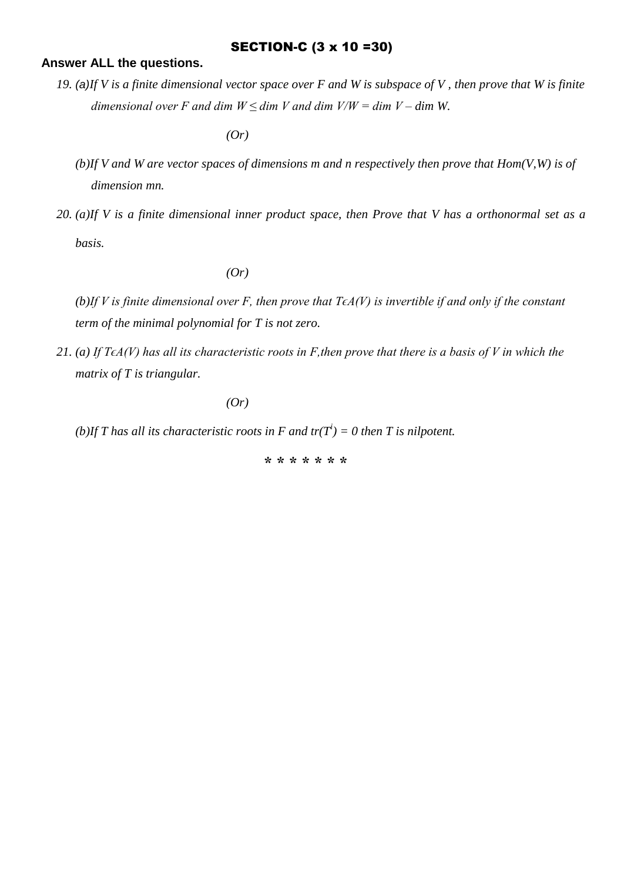## SECTION-C (3 x 10 =30)

**Answer ALL the questions.**

19. (a)If $V$ is a finite dimensional vector space over $F$ and $W$ is subspace of $V$ , then prove that $W$ is finite dimensional over $F$ and $\dim W \leq \dim V$ and $\dim V/W = \dim V - \dim W$.

(Or)

(b)If $V$ and $W$ are vector spaces of dimensions $m$ and $n$ respectively then prove that $Hom(V,W)$ is of dimension $mn$.

20. (a)If $V$ is a finite dimensional inner product space, then Prove that $V$ has a orthonormal set as a basis.

(Or)

(b)If $V$ is finite dimensional over $F$, then prove that $T \epsilon A(V)$ is invertible if and only if the constant term of the minimal polynomial for $T$ is not zero.

21. (a) If $T \epsilon A(V)$ has all its characteristic roots in $F$,then prove that there is a basis of $V$ in which the matrix of $T$ is triangular.

(Or)

(b)If $T$ has all its characteristic roots in $F$ and $tr(T^i) = 0$ then $T$ is nilpotent.

* * * * * * *